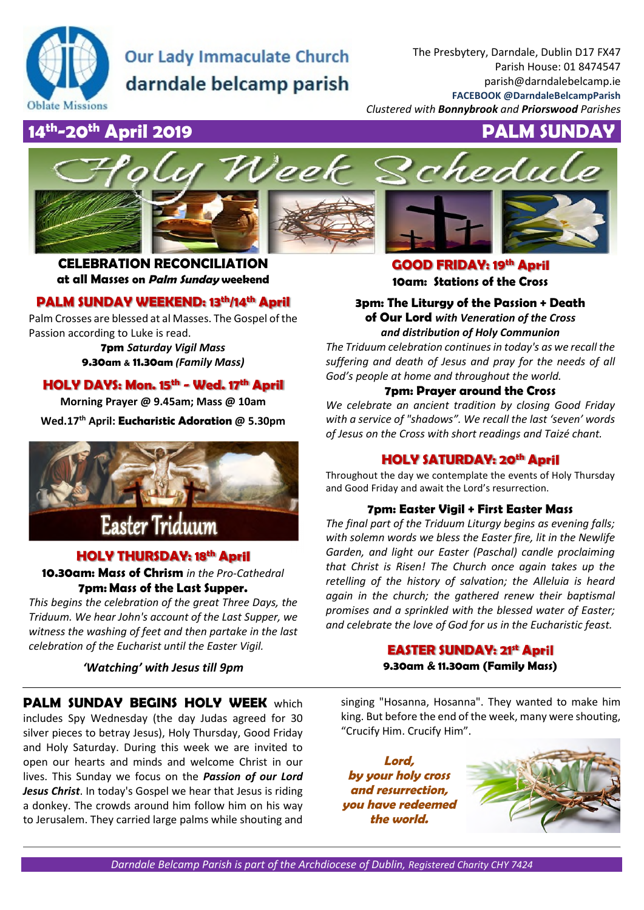# Our Lady Immaculate Church
## darndale belcamp parish

Oblate Missions

The Presbytery, Darndale, Dublin D17 FX47
Parish House: 01 8474547
parish@darndalebelcamp.ie
**FACEBOOK @DarndaleBelcampParish**
*Clustered with **Bonnybrook** and **Priorswood** Parishes*

## 14th-20th April 2019 — PALM SUNDAY

# Holy Week Schedule

### CELEBRATION RECONCILIATION
**at all Masses on *Palm Sunday* weekend**

### PALM SUNDAY WEEKEND: 13th/14th April

Palm Crosses are blessed at al Masses. The Gospel of the Passion according to Luke is read.

**7pm** *Saturday Vigil Mass*
**9.30am** & **11.30am** *(Family Mass)*

### HOLY DAYS: Mon. 15th - Wed. 17th April

**Morning Prayer @ 9.45am; Mass @ 10am**

**Wed.17th April: Eucharistic Adoration @ 5.30pm**

Easter Triduum

### HOLY THURSDAY: 18th April

**10.30am: Mass of Chrism** *in the Pro-Cathedral*
**7pm: Mass of the Last Supper.**

*This begins the celebration of the great Three Days, the Triduum. We hear John's account of the Last Supper, we witness the washing of feet and then partake in the last celebration of the Eucharist until the Easter Vigil.*

***'Watching' with Jesus till 9pm***

### GOOD FRIDAY: 19th April

**10am: Stations of the Cross**

**3pm: The Liturgy of the Passion + Death of Our Lord** ***with Veneration of the Cross and distribution of Holy Communion***

*The Triduum celebration continues in today's as we recall the suffering and death of Jesus and pray for the needs of all God's people at home and throughout the world.*

**7pm: Prayer around the Cross**

*We celebrate an ancient tradition by closing Good Friday with a service of "shadows". We recall the last 'seven' words of Jesus on the Cross with short readings and Taizé chant.*

### HOLY SATURDAY: 20th April

Throughout the day we contemplate the events of Holy Thursday and Good Friday and await the Lord's resurrection.

**7pm: Easter Vigil + First Easter Mass**

*The final part of the Triduum Liturgy begins as evening falls; with solemn words we bless the Easter fire, lit in the Newlife Garden, and light our Easter (Paschal) candle proclaiming that Christ is Risen! The Church once again takes up the retelling of the history of salvation; the Alleluia is heard again in the church; the gathered renew their baptismal promises and a sprinkled with the blessed water of Easter; and celebrate the love of God for us in the Eucharistic feast.*

### EASTER SUNDAY: 21st April

**9.30am & 11.30am (Family Mass)**

---

**PALM SUNDAY BEGINS HOLY WEEK** which includes Spy Wednesday (the day Judas agreed for 30 silver pieces to betray Jesus), Holy Thursday, Good Friday and Holy Saturday. During this week we are invited to open our hearts and minds and welcome Christ in our lives. This Sunday we focus on the ***Passion of our Lord Jesus Christ***. In today's Gospel we hear that Jesus is riding a donkey. The crowds around him follow him on his way to Jerusalem. They carried large palms while shouting and singing "Hosanna, Hosanna". They wanted to make him king. But before the end of the week, many were shouting, "Crucify Him. Crucify Him".

***Lord, by your holy cross and resurrection, you have redeemed the world.***

*Darndale Belcamp Parish is part of the Archdiocese of Dublin, Registered Charity CHY 7424*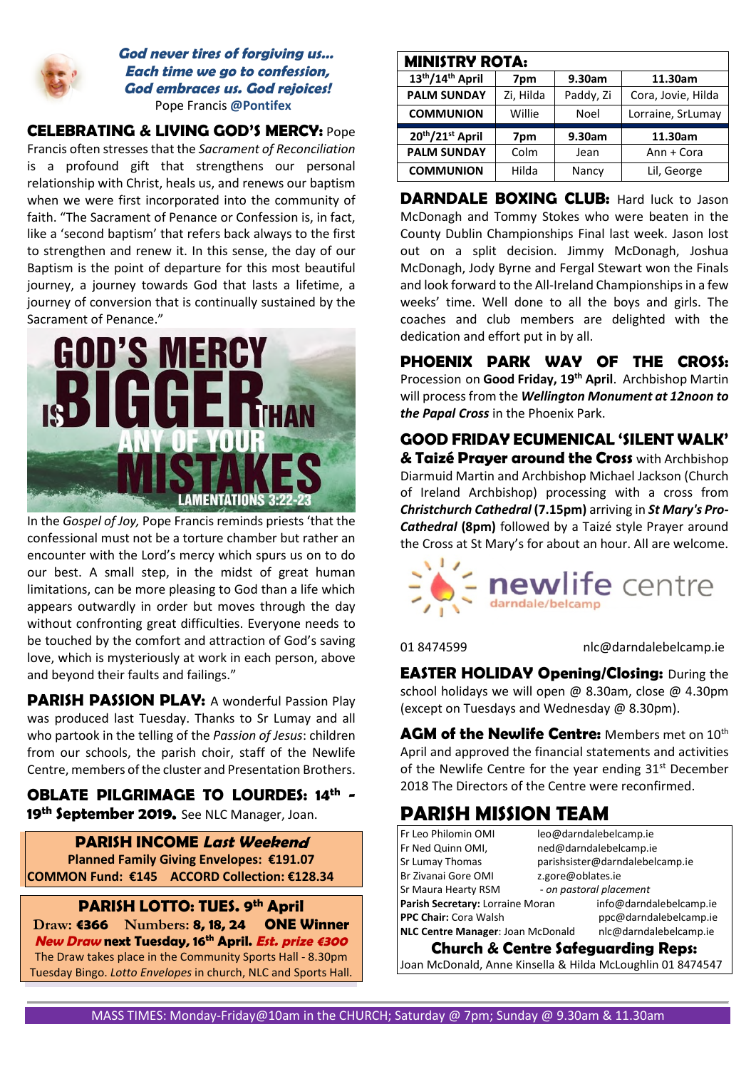***God never tires of forgiving us… Each time we go to confession, God embraces us. God rejoices!***
Pope Francis **@Pontifex**

**CELEBRATING & LIVING GOD'S MERCY:** Pope Francis often stresses that the *Sacrament of Reconciliation* is a profound gift that strengthens our personal relationship with Christ, heals us, and renews our baptism when we were first incorporated into the community of faith. "The Sacrament of Penance or Confession is, in fact, like a 'second baptism' that refers back always to the first to strengthen and renew it. In this sense, the day of our Baptism is the point of departure for this most beautiful journey, a journey towards God that lasts a lifetime, a journey of conversion that is continually sustained by the Sacrament of Penance."

GOD'S MERCY IS BIGGER THAN ANY OF YOUR MISTAKES
LAMENTATIONS 3:22-23

In the *Gospel of Joy,* Pope Francis reminds priests 'that the confessional must not be a torture chamber but rather an encounter with the Lord's mercy which spurs us on to do our best. A small step, in the midst of great human limitations, can be more pleasing to God than a life which appears outwardly in order but moves through the day without confronting great difficulties. Everyone needs to be touched by the comfort and attraction of God's saving love, which is mysteriously at work in each person, above and beyond their faults and failings."

**PARISH PASSION PLAY:** A wonderful Passion Play was produced last Tuesday. Thanks to Sr Lumay and all who partook in the telling of the *Passion of Jesus*: children from our schools, the parish choir, staff of the Newlife Centre, members of the cluster and Presentation Brothers.

**OBLATE PILGRIMAGE TO LOURDES: 14th - 19th September 2019.** See NLC Manager, Joan.

**PARISH INCOME *Last Weekend***
**Planned Family Giving Envelopes: €191.07**
**COMMON Fund: €145 ACCORD Collection: €128.34**

**PARISH LOTTO: TUES. 9th April**
**Draw: €366 Numbers: 8, 18, 24 ONE Winner**
***New Draw* next Tuesday, 16th April. *Est. prize €300***
The Draw takes place in the Community Sports Hall - 8.30pm Tuesday Bingo. *Lotto Envelopes* in church, NLC and Sports Hall.

**MINISTRY ROTA:**

| 13th/14th April | 7pm | 9.30am | 11.30am |
|---|---|---|---|
| **PALM SUNDAY** | Zi, Hilda | Paddy, Zi | Cora, Jovie, Hilda |
| **COMMUNION** | Willie | Noel | Lorraine, SrLumay |
| **20th/21st April** | **7pm** | **9.30am** | **11.30am** |
| **PALM SUNDAY** | Colm | Jean | Ann + Cora |
| **COMMUNION** | Hilda | Nancy | Lil, George |

**DARNDALE BOXING CLUB:** Hard luck to Jason McDonagh and Tommy Stokes who were beaten in the County Dublin Championships Final last week. Jason lost out on a split decision. Jimmy McDonagh, Joshua McDonagh, Jody Byrne and Fergal Stewart won the Finals and look forward to the All-Ireland Championships in a few weeks' time. Well done to all the boys and girls. The coaches and club members are delighted with the dedication and effort put in by all.

**PHOENIX PARK WAY OF THE CROSS:** Procession on **Good Friday, 19th April**. Archbishop Martin will process from the ***Wellington Monument at 12noon to the Papal Cross*** in the Phoenix Park.

**GOOD FRIDAY ECUMENICAL 'SILENT WALK' & Taizé Prayer around the Cross** with Archbishop Diarmuid Martin and Archbishop Michael Jackson (Church of Ireland Archbishop) processing with a cross from ***Christchurch Cathedral*** **(7.15pm)** arriving in ***St Mary's Pro-Cathedral*** **(8pm)** followed by a Taizé style Prayer around the Cross at St Mary's for about an hour. All are welcome.

newlife centre
darndale/belcamp

01 8474599 nlc@darndalebelcamp.ie

**EASTER HOLIDAY Opening/Closing:** During the school holidays we will open @ 8.30am, close @ 4.30pm (except on Tuesdays and Wednesday @ 8.30pm).

**AGM of the Newlife Centre:** Members met on 10th April and approved the financial statements and activities of the Newlife Centre for the year ending 31st December 2018 The Directors of the Centre were reconfirmed.

## PARISH MISSION TEAM

| | |
|---|---|
| Fr Leo Philomin OMI | leo@darndalebelcamp.ie |
| Fr Ned Quinn OMI, | ned@darndalebelcamp.ie |
| Sr Lumay Thomas | parishsister@darndalebelcamp.ie |
| Br Zivanai Gore OMI | z.gore@oblates.ie |
| Sr Maura Hearty RSM | *- on pastoral placement* |
| **Parish Secretary:** Lorraine Moran | info@darndalebelcamp.ie |
| **PPC Chair:** Cora Walsh | ppc@darndalebelcamp.ie |
| **NLC Centre Manager**: Joan McDonald | nlc@darndalebelcamp.ie |

**Church & Centre Safeguarding Reps:**
Joan McDonald, Anne Kinsella & Hilda McLoughlin 01 8474547

MASS TIMES: Monday-Friday@10am in the CHURCH; Saturday @ 7pm; Sunday @ 9.30am & 11.30am